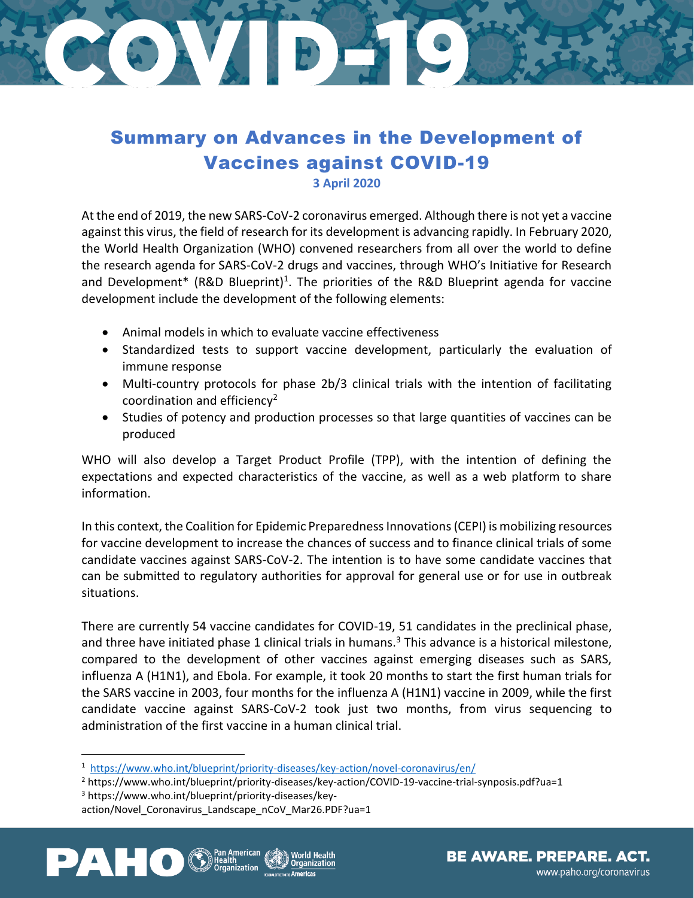# Summary on Advances in the Development of Vaccines against COVID-19

**3 April 2020**

At the end of 2019, the new SARS-CoV-2 coronavirus emerged. Although there is not yet a vaccine against this virus, the field of research for its development is advancing rapidly. In February 2020, the World Health Organization (WHO) convened researchers from all over the world to define the research agenda for SARS-CoV-2 drugs and vaccines, through WHO's Initiative for Research and Development* (R&D Blueprint)[1]. The priorities of the R&D Blueprint agenda for vaccine development include the development of the following elements:

- Animal models in which to evaluate vaccine effectiveness
- Standardized tests to support vaccine development, particularly the evaluation of immune response
- Multi-country protocols for phase 2b/3 clinical trials with the intention of facilitating coordination and efficiency[2]
- Studies of potency and production processes so that large quantities of vaccines can be produced

WHO will also develop a Target Product Profile (TPP), with the intention of defining the expectations and expected characteristics of the vaccine, as well as a web platform to share information.

In this context, the Coalition for Epidemic Preparedness Innovations (CEPI) is mobilizing resources for vaccine development to increase the chances of success and to finance clinical trials of some candidate vaccines against SARS-CoV-2. The intention is to have some candidate vaccines that can be submitted to regulatory authorities for approval for general use or for use in outbreak situations.

There are currently 54 vaccine candidates for COVID-19, 51 candidates in the preclinical phase, and three have initiated phase 1 clinical trials in humans.[3] This advance is a historical milestone, compared to the development of other vaccines against emerging diseases such as SARS, influenza A (H1N1), and Ebola. For example, it took 20 months to start the first human trials for the SARS vaccine in 2003, four months for the influenza A (H1N1) vaccine in 2009, while the first candidate vaccine against SARS-CoV-2 took just two months, from virus sequencing to administration of the first vaccine in a human clinical trial.

---

[1] https://www.who.int/blueprint/priority-diseases/key-action/novel-coronavirus/en/

[2] https://www.who.int/blueprint/priority-diseases/key-action/COVID-19-vaccine-trial-synposis.pdf?ua=1

[3] https://www.who.int/blueprint/priority-diseases/key-action/Novel_Coronavirus_Landscape_nCoV_Mar26.PDF?ua=1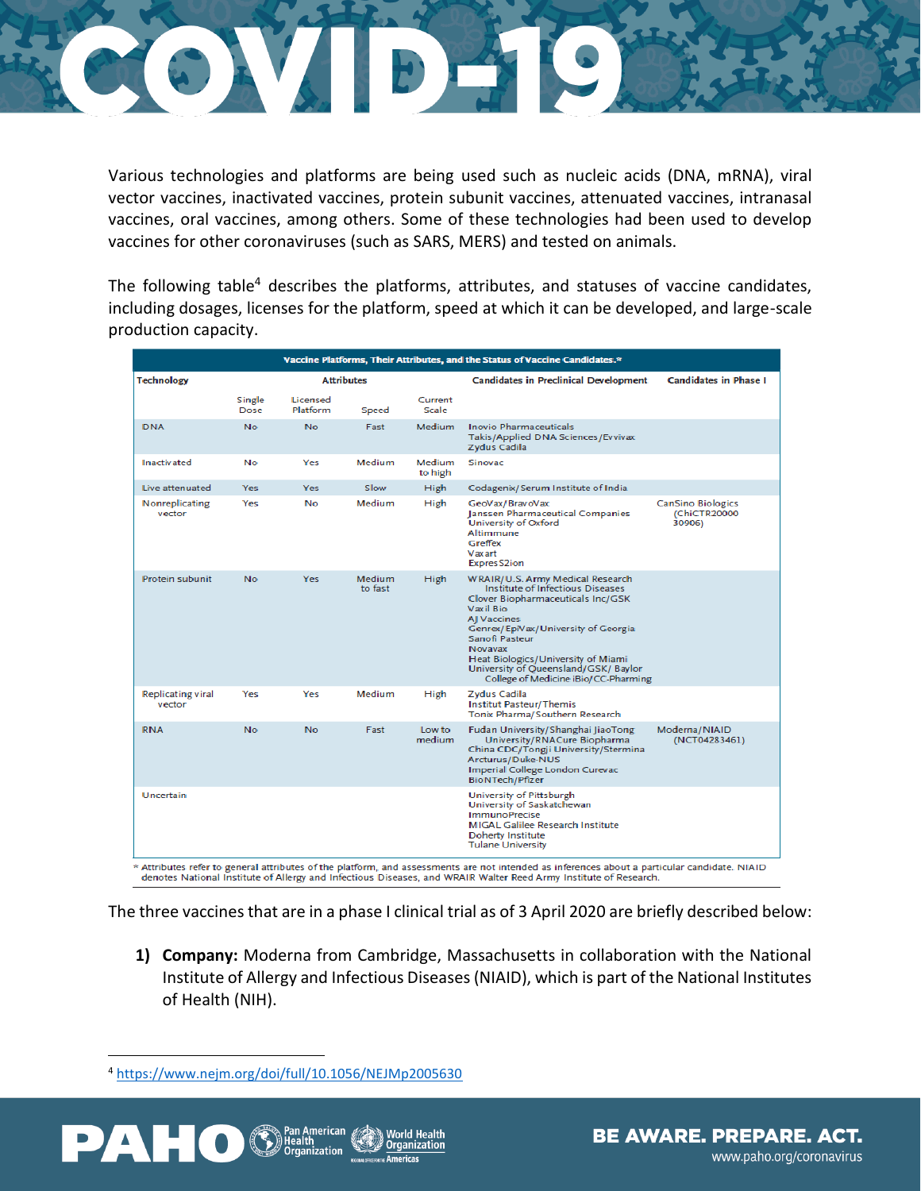Various technologies and platforms are being used such as nucleic acids (DNA, mRNA), viral vector vaccines, inactivated vaccines, protein subunit vaccines, attenuated vaccines, intranasal vaccines, oral vaccines, among others. Some of these technologies had been used to develop vaccines for other coronaviruses (such as SARS, MERS) and tested on animals.

The following table[4] describes the platforms, attributes, and statuses of vaccine candidates, including dosages, licenses for the platform, speed at which it can be developed, and large-scale production capacity.

**Vaccine Platforms, Their Attributes, and the Status of Vaccine Candidates.***

| Technology | Attributes | | | | Candidates in Preclinical Development | Candidates in Phase I |
|---|---|---|---|---|---|---|
| | Single Dose | Licensed Platform | Speed | Current Scale | | |
| DNA | No | No | Fast | Medium | Inovio Pharmaceuticals<br>Takis/Applied DNA Sciences/Evvivax<br>Zydus Cadila | |
| Inactivated | No | Yes | Medium | Medium to high | Sinovac | |
| Live attenuated | Yes | Yes | Slow | High | Codagenix/Serum Institute of India | |
| Nonreplicating vector | Yes | No | Medium | High | GeoVax/BravoVax<br>Janssen Pharmaceutical Companies<br>University of Oxford<br>Altimmune<br>Greffex<br>Vaxart<br>ExpresS2ion | CanSino Biologics (ChiCTR2000030906) |
| Protein subunit | No | Yes | Medium to fast | High | WRAIR/U.S. Army Medical Research Institute of Infectious Diseases<br>Clover Biopharmaceuticals Inc/GSK<br>Vaxil Bio<br>AJ Vaccines<br>Genrex/EpiVax/University of Georgia<br>Sanofi Pasteur<br>Novavax<br>Heat Biologics/University of Miami<br>University of Queensland/GSK/ Baylor College of Medicine iBio/CC-Pharming | |
| Replicating viral vector | Yes | Yes | Medium | High | Zydus Cadila<br>Institut Pasteur/Themis<br>Tonix Pharma/Southern Research | |
| RNA | No | No | Fast | Low to medium | Fudan University/Shanghai JiaoTong University/RNACure Biopharma<br>China CDC/Tongji University/Stermina<br>Arcturus/Duke-NUS<br>Imperial College London Curevac<br>BioNTech/Pfizer | Moderna/NIAID (NCT04283461) |
| Uncertain | | | | | University of Pittsburgh<br>University of Saskatchewan<br>ImmunoPrecise<br>MIGAL Galilee Research Institute<br>Doherty Institute<br>Tulane University | |

* Attributes refer to general attributes of the platform, and assessments are not intended as inferences about a particular candidate. NIAID denotes National Institute of Allergy and Infectious Diseases, and WRAIR Walter Reed Army Institute of Research.

The three vaccines that are in a phase I clinical trial as of 3 April 2020 are briefly described below:

1) **Company:** Moderna from Cambridge, Massachusetts in collaboration with the National Institute of Allergy and Infectious Diseases (NIAID), which is part of the National Institutes of Health (NIH).

[4] https://www.nejm.org/doi/full/10.1056/NEJMp2005630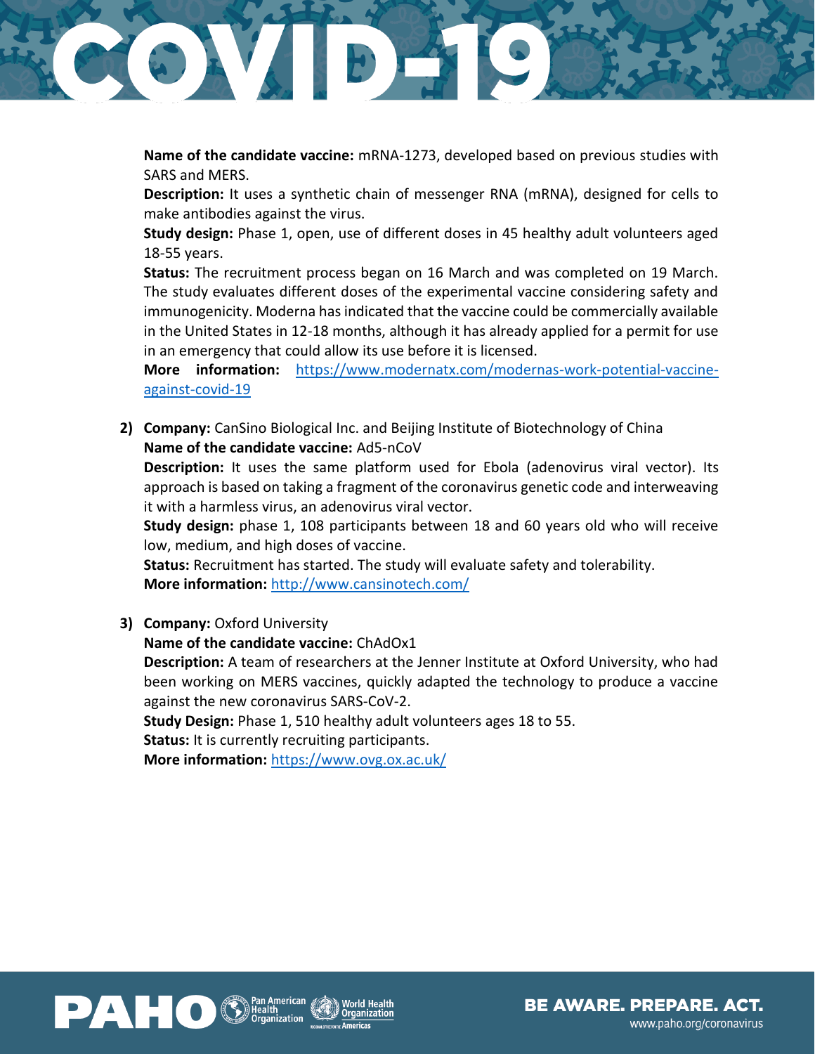**Name of the candidate vaccine:** mRNA-1273, developed based on previous studies with SARS and MERS.
**Description:** It uses a synthetic chain of messenger RNA (mRNA), designed for cells to make antibodies against the virus.
**Study design:** Phase 1, open, use of different doses in 45 healthy adult volunteers aged 18-55 years.
**Status:** The recruitment process began on 16 March and was completed on 19 March. The study evaluates different doses of the experimental vaccine considering safety and immunogenicity. Moderna has indicated that the vaccine could be commercially available in the United States in 12-18 months, although it has already applied for a permit for use in an emergency that could allow its use before it is licensed.
**More information:** https://www.modernatx.com/modernas-work-potential-vaccine-against-covid-19

2) **Company:** CanSino Biological Inc. and Beijing Institute of Biotechnology of China
**Name of the candidate vaccine:** Ad5-nCoV
**Description:** It uses the same platform used for Ebola (adenovirus viral vector). Its approach is based on taking a fragment of the coronavirus genetic code and interweaving it with a harmless virus, an adenovirus viral vector.
**Study design:** phase 1, 108 participants between 18 and 60 years old who will receive low, medium, and high doses of vaccine.
**Status:** Recruitment has started. The study will evaluate safety and tolerability.
**More information:** http://www.cansinotech.com/

3) **Company:** Oxford University
**Name of the candidate vaccine:** ChAdOx1
**Description:** A team of researchers at the Jenner Institute at Oxford University, who had been working on MERS vaccines, quickly adapted the technology to produce a vaccine against the new coronavirus SARS-CoV-2.
**Study Design:** Phase 1, 510 healthy adult volunteers ages 18 to 55.
**Status:** It is currently recruiting participants.
**More information:** https://www.ovg.ox.ac.uk/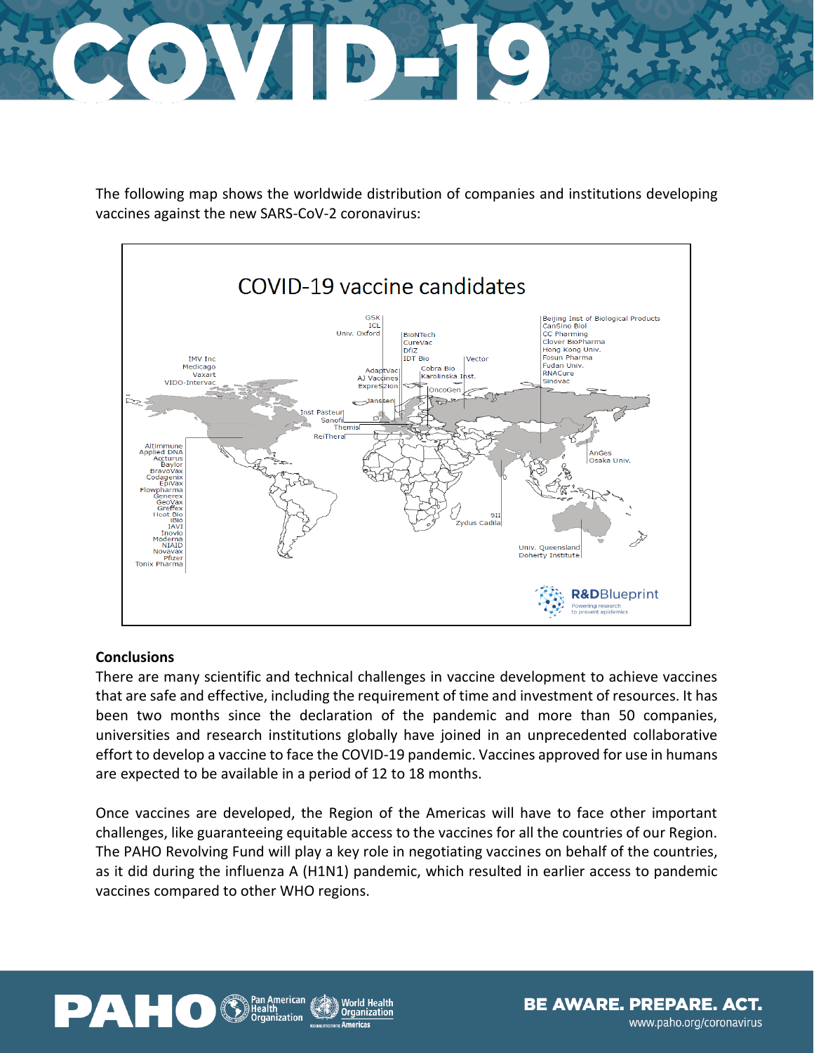The following map shows the worldwide distribution of companies and institutions developing vaccines against the new SARS-CoV-2 coronavirus:

COVID-19 vaccine candidates

GSK
ICL
Univ. Oxford

BioNTech
CureVac
DfiZ
IDT Bio

Vector

Beijing Inst of Biological Products
CanSino Biol
CC Pharming
Clover BioPharma
Hong Kong Univ.
Fosun Pharma
Fudan Univ.
RNACure
Sinovac

IMV Inc
Medicago
Vaxart
VIDO-Intervac

AdaptVac
AJ Vaccines
ExpreS2ion

Cobra Bio
Karolinska Inst.

OncoGen

Janssen

Inst Pasteur
Sanofi
Themis
ReiThera

AnGes
Osaka Univ.

Altimmune
Applied DNA
Arcturus
Baylor
BravoVax
Codagenix
EpiVax
Flowpharma
Generex
GeoVax
Greffex
Hcot Bio
iBio
IAVI
Inovio
Moderna
NIAID
Novavax
Pfizer
Tonix Pharma

SII
Zydus Cadila

Univ. Queensland
Doherty Institute

R&DBlueprint
Powering research to prevent epidemics

**Conclusions**

There are many scientific and technical challenges in vaccine development to achieve vaccines that are safe and effective, including the requirement of time and investment of resources. It has been two months since the declaration of the pandemic and more than 50 companies, universities and research institutions globally have joined in an unprecedented collaborative effort to develop a vaccine to face the COVID-19 pandemic. Vaccines approved for use in humans are expected to be available in a period of 12 to 18 months.

Once vaccines are developed, the Region of the Americas will have to face other important challenges, like guaranteeing equitable access to the vaccines for all the countries of our Region. The PAHO Revolving Fund will play a key role in negotiating vaccines on behalf of the countries, as it did during the influenza A (H1N1) pandemic, which resulted in earlier access to pandemic vaccines compared to other WHO regions.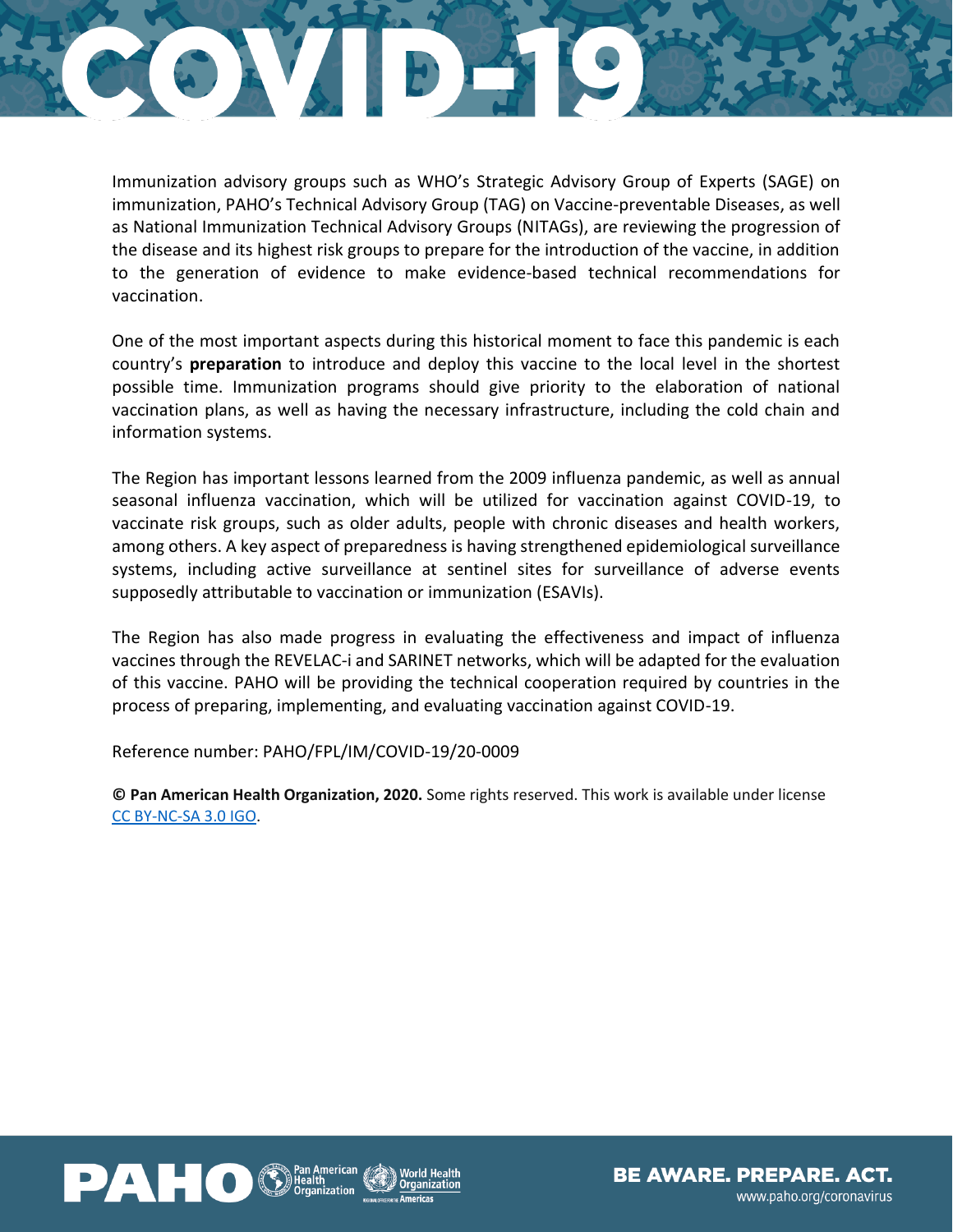Immunization advisory groups such as WHO's Strategic Advisory Group of Experts (SAGE) on immunization, PAHO's Technical Advisory Group (TAG) on Vaccine-preventable Diseases, as well as National Immunization Technical Advisory Groups (NITAGs), are reviewing the progression of the disease and its highest risk groups to prepare for the introduction of the vaccine, in addition to the generation of evidence to make evidence-based technical recommendations for vaccination.

One of the most important aspects during this historical moment to face this pandemic is each country's **preparation** to introduce and deploy this vaccine to the local level in the shortest possible time. Immunization programs should give priority to the elaboration of national vaccination plans, as well as having the necessary infrastructure, including the cold chain and information systems.

The Region has important lessons learned from the 2009 influenza pandemic, as well as annual seasonal influenza vaccination, which will be utilized for vaccination against COVID-19, to vaccinate risk groups, such as older adults, people with chronic diseases and health workers, among others. A key aspect of preparedness is having strengthened epidemiological surveillance systems, including active surveillance at sentinel sites for surveillance of adverse events supposedly attributable to vaccination or immunization (ESAVIs).

The Region has also made progress in evaluating the effectiveness and impact of influenza vaccines through the REVELAC-i and SARINET networks, which will be adapted for the evaluation of this vaccine. PAHO will be providing the technical cooperation required by countries in the process of preparing, implementing, and evaluating vaccination against COVID-19.

Reference number: PAHO/FPL/IM/COVID-19/20-0009

**© Pan American Health Organization, 2020.** Some rights reserved. This work is available under license CC BY-NC-SA 3.0 IGO.